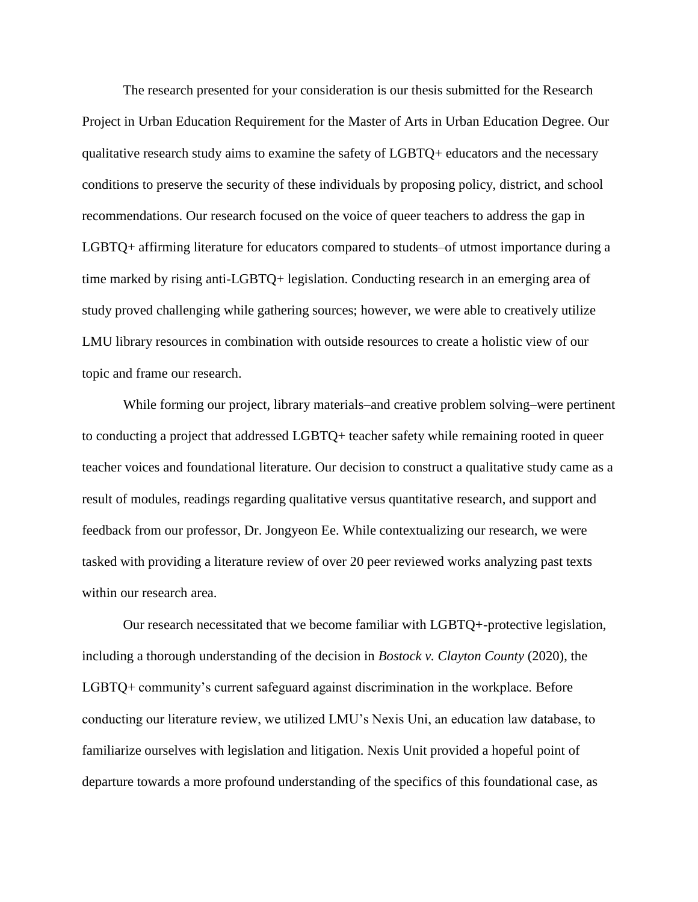The research presented for your consideration is our thesis submitted for the Research Project in Urban Education Requirement for the Master of Arts in Urban Education Degree. Our qualitative research study aims to examine the safety of LGBTQ+ educators and the necessary conditions to preserve the security of these individuals by proposing policy, district, and school recommendations. Our research focused on the voice of queer teachers to address the gap in LGBTQ+ affirming literature for educators compared to students–of utmost importance during a time marked by rising anti-LGBTQ+ legislation. Conducting research in an emerging area of study proved challenging while gathering sources; however, we were able to creatively utilize LMU library resources in combination with outside resources to create a holistic view of our topic and frame our research.

While forming our project, library materials–and creative problem solving–were pertinent to conducting a project that addressed LGBTQ+ teacher safety while remaining rooted in queer teacher voices and foundational literature. Our decision to construct a qualitative study came as a result of modules, readings regarding qualitative versus quantitative research, and support and feedback from our professor, Dr. Jongyeon Ee. While contextualizing our research, we were tasked with providing a literature review of over 20 peer reviewed works analyzing past texts within our research area.

Our research necessitated that we become familiar with LGBTQ+-protective legislation, including a thorough understanding of the decision in *Bostock v. Clayton County* (2020), the LGBTQ+ community's current safeguard against discrimination in the workplace. Before conducting our literature review, we utilized LMU's Nexis Uni, an education law database, to familiarize ourselves with legislation and litigation. Nexis Unit provided a hopeful point of departure towards a more profound understanding of the specifics of this foundational case, as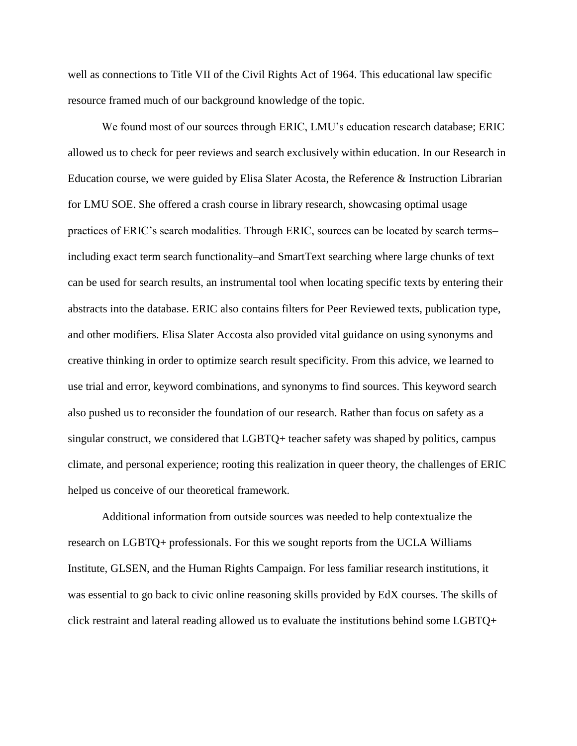well as connections to Title VII of the Civil Rights Act of 1964. This educational law specific resource framed much of our background knowledge of the topic.

We found most of our sources through ERIC, LMU's education research database; ERIC allowed us to check for peer reviews and search exclusively within education. In our Research in Education course, we were guided by Elisa Slater Acosta, the Reference & Instruction Librarian for LMU SOE. She offered a crash course in library research, showcasing optimal usage practices of ERIC's search modalities. Through ERIC, sources can be located by search terms–including exact term search functionality–and SmartText searching where large chunks of text can be used for search results, an instrumental tool when locating specific texts by entering their abstracts into the database. ERIC also contains filters for Peer Reviewed texts, publication type, and other modifiers. Elisa Slater Accosta also provided vital guidance on using synonyms and creative thinking in order to optimize search result specificity. From this advice, we learned to use trial and error, keyword combinations, and synonyms to find sources. This keyword search also pushed us to reconsider the foundation of our research. Rather than focus on safety as a singular construct, we considered that LGBTQ+ teacher safety was shaped by politics, campus climate, and personal experience; rooting this realization in queer theory, the challenges of ERIC helped us conceive of our theoretical framework.

Additional information from outside sources was needed to help contextualize the research on LGBTQ+ professionals. For this we sought reports from the UCLA Williams Institute, GLSEN, and the Human Rights Campaign. For less familiar research institutions, it was essential to go back to civic online reasoning skills provided by EdX courses. The skills of click restraint and lateral reading allowed us to evaluate the institutions behind some LGBTQ+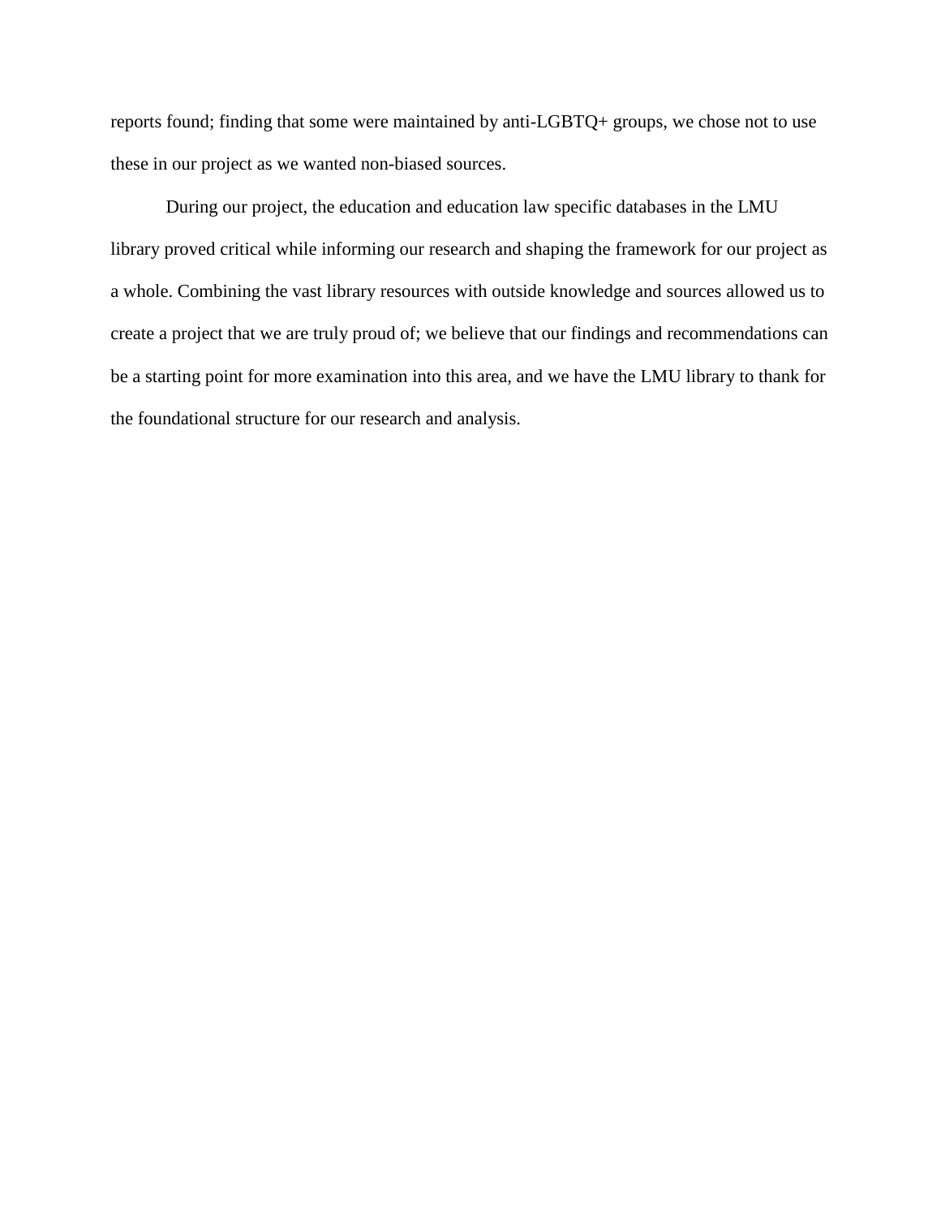reports found; finding that some were maintained by anti-LGBTQ+ groups, we chose not to use these in our project as we wanted non-biased sources.

During our project, the education and education law specific databases in the LMU library proved critical while informing our research and shaping the framework for our project as a whole. Combining the vast library resources with outside knowledge and sources allowed us to create a project that we are truly proud of; we believe that our findings and recommendations can be a starting point for more examination into this area, and we have the LMU library to thank for the foundational structure for our research and analysis.